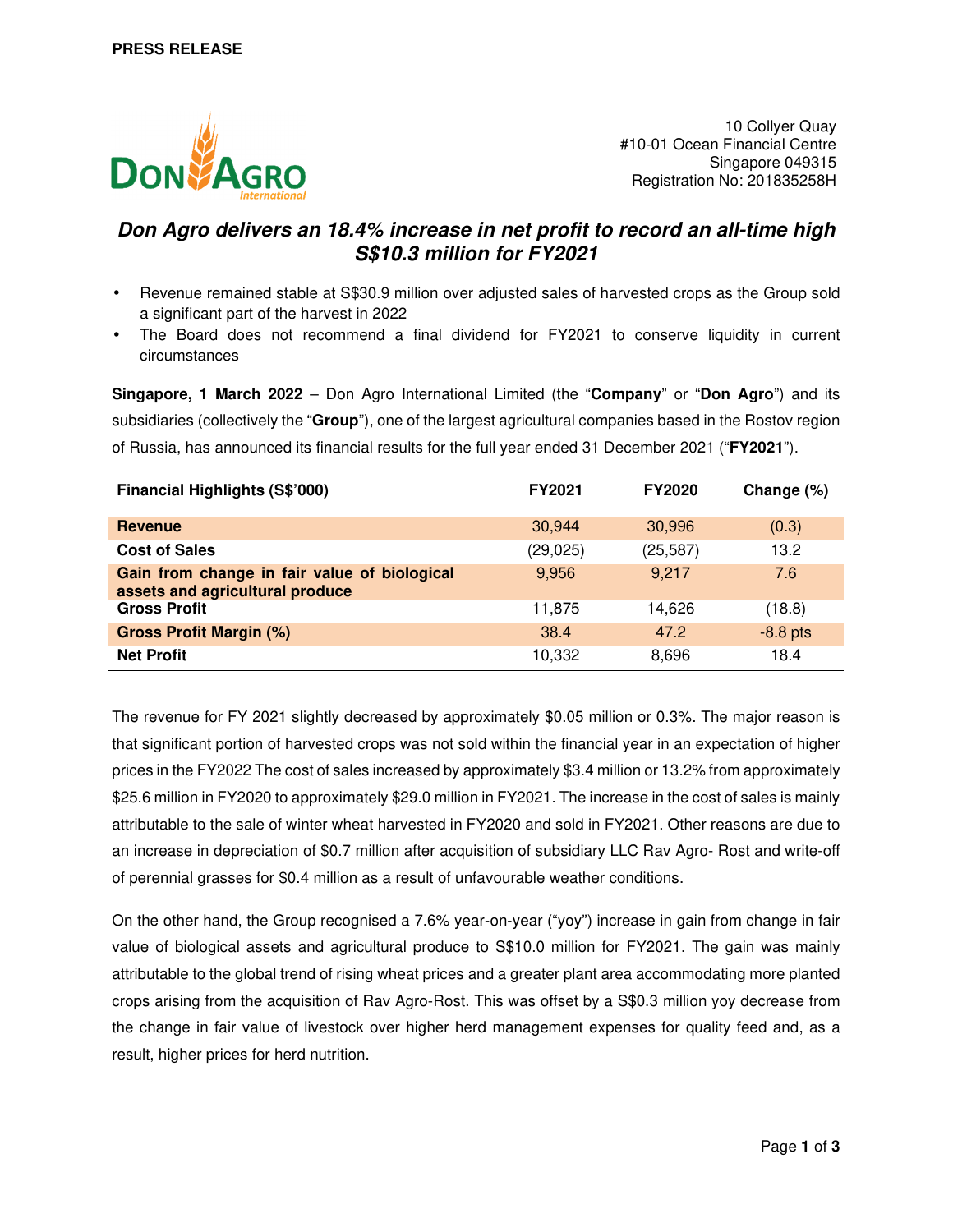**PRESS RELEASE**

10 Collyer Quay
#10-01 Ocean Financial Centre
Singapore 049315
Registration No: 201835258H

## *Don Agro delivers an 18.4% increase in net profit to record an all-time high S$10.3 million for FY2021*

- Revenue remained stable at S$30.9 million over adjusted sales of harvested crops as the Group sold a significant part of the harvest in 2022
- The Board does not recommend a final dividend for FY2021 to conserve liquidity in current circumstances

**Singapore, 1 March 2022** – Don Agro International Limited (the "**Company**" or "**Don Agro**") and its subsidiaries (collectively the "**Group**"), one of the largest agricultural companies based in the Rostov region of Russia, has announced its financial results for the full year ended 31 December 2021 ("**FY2021**").

| Financial Highlights (S$'000) | FY2021 | FY2020 | Change (%) |
|---|---|---|---|
| **Revenue** | 30,944 | 30,996 | (0.3) |
| **Cost of Sales** | (29,025) | (25,587) | 13.2 |
| **Gain from change in fair value of biological assets and agricultural produce** | 9,956 | 9,217 | 7.6 |
| **Gross Profit** | 11,875 | 14,626 | (18.8) |
| **Gross Profit Margin (%)** | 38.4 | 47.2 | -8.8 pts |
| **Net Profit** | 10,332 | 8,696 | 18.4 |

The revenue for FY 2021 slightly decreased by approximately $0.05 million or 0.3%. The major reason is that significant portion of harvested crops was not sold within the financial year in an expectation of higher prices in the FY2022 The cost of sales increased by approximately $3.4 million or 13.2% from approximately $25.6 million in FY2020 to approximately $29.0 million in FY2021. The increase in the cost of sales is mainly attributable to the sale of winter wheat harvested in FY2020 and sold in FY2021. Other reasons are due to an increase in depreciation of $0.7 million after acquisition of subsidiary LLC Rav Agro- Rost and write-off of perennial grasses for $0.4 million as a result of unfavourable weather conditions.

On the other hand, the Group recognised a 7.6% year-on-year ("yoy") increase in gain from change in fair value of biological assets and agricultural produce to S$10.0 million for FY2021. The gain was mainly attributable to the global trend of rising wheat prices and a greater plant area accommodating more planted crops arising from the acquisition of Rav Agro-Rost. This was offset by a S$0.3 million yoy decrease from the change in fair value of livestock over higher herd management expenses for quality feed and, as a result, higher prices for herd nutrition.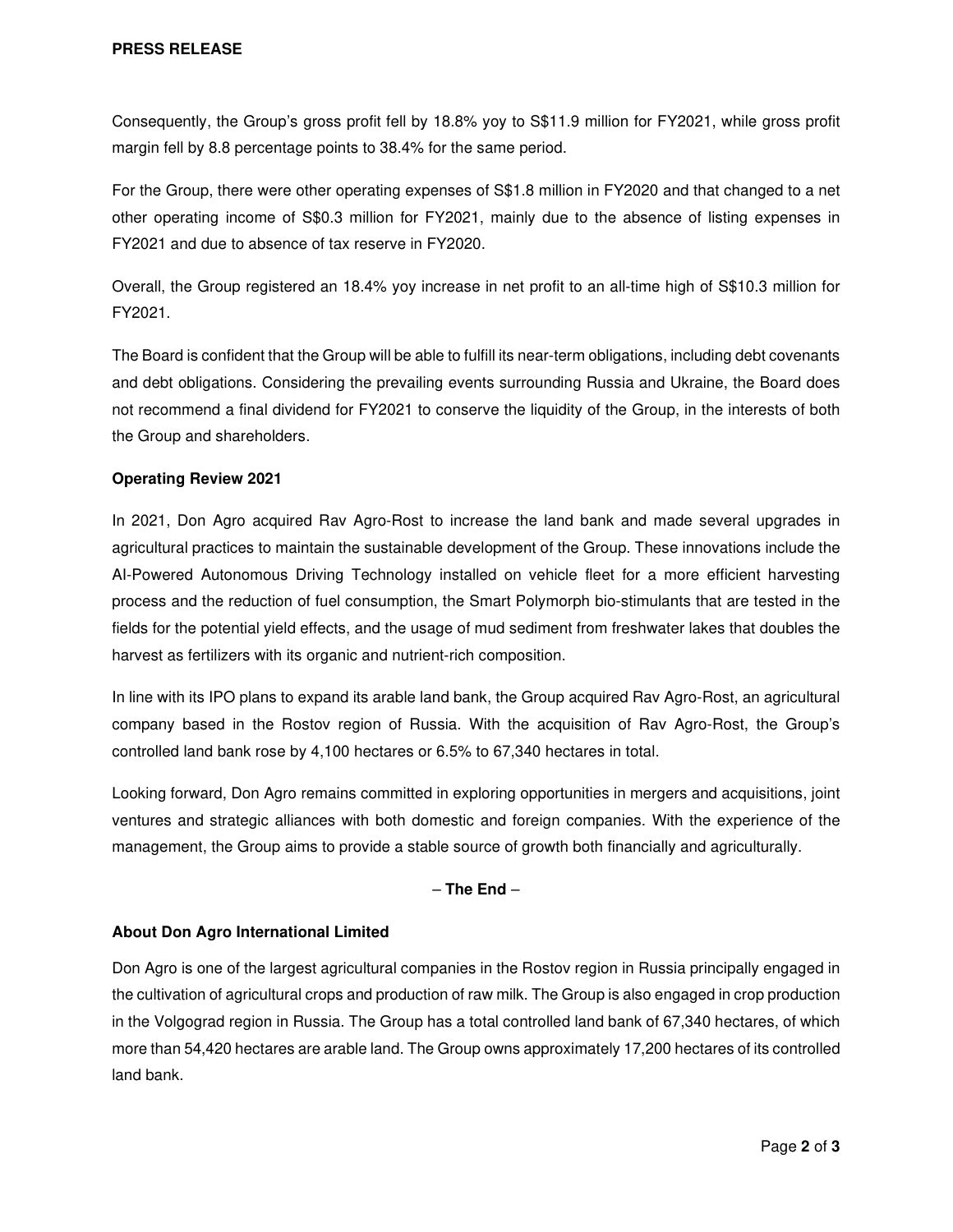Consequently, the Group's gross profit fell by 18.8% yoy to S$11.9 million for FY2021, while gross profit margin fell by 8.8 percentage points to 38.4% for the same period.

For the Group, there were other operating expenses of S$1.8 million in FY2020 and that changed to a net other operating income of S$0.3 million for FY2021, mainly due to the absence of listing expenses in FY2021 and due to absence of tax reserve in FY2020.

Overall, the Group registered an 18.4% yoy increase in net profit to an all-time high of S$10.3 million for FY2021.

The Board is confident that the Group will be able to fulfill its near-term obligations, including debt covenants and debt obligations. Considering the prevailing events surrounding Russia and Ukraine, the Board does not recommend a final dividend for FY2021 to conserve the liquidity of the Group, in the interests of both the Group and shareholders.

**Operating Review 2021**

In 2021, Don Agro acquired Rav Agro-Rost to increase the land bank and made several upgrades in agricultural practices to maintain the sustainable development of the Group. These innovations include the AI-Powered Autonomous Driving Technology installed on vehicle fleet for a more efficient harvesting process and the reduction of fuel consumption, the Smart Polymorph bio-stimulants that are tested in the fields for the potential yield effects, and the usage of mud sediment from freshwater lakes that doubles the harvest as fertilizers with its organic and nutrient-rich composition.

In line with its IPO plans to expand its arable land bank, the Group acquired Rav Agro-Rost, an agricultural company based in the Rostov region of Russia. With the acquisition of Rav Agro-Rost, the Group's controlled land bank rose by 4,100 hectares or 6.5% to 67,340 hectares in total.

Looking forward, Don Agro remains committed in exploring opportunities in mergers and acquisitions, joint ventures and strategic alliances with both domestic and foreign companies. With the experience of the management, the Group aims to provide a stable source of growth both financially and agriculturally.

– **The End** –

**About Don Agro International Limited**

Don Agro is one of the largest agricultural companies in the Rostov region in Russia principally engaged in the cultivation of agricultural crops and production of raw milk. The Group is also engaged in crop production in the Volgograd region in Russia. The Group has a total controlled land bank of 67,340 hectares, of which more than 54,420 hectares are arable land. The Group owns approximately 17,200 hectares of its controlled land bank.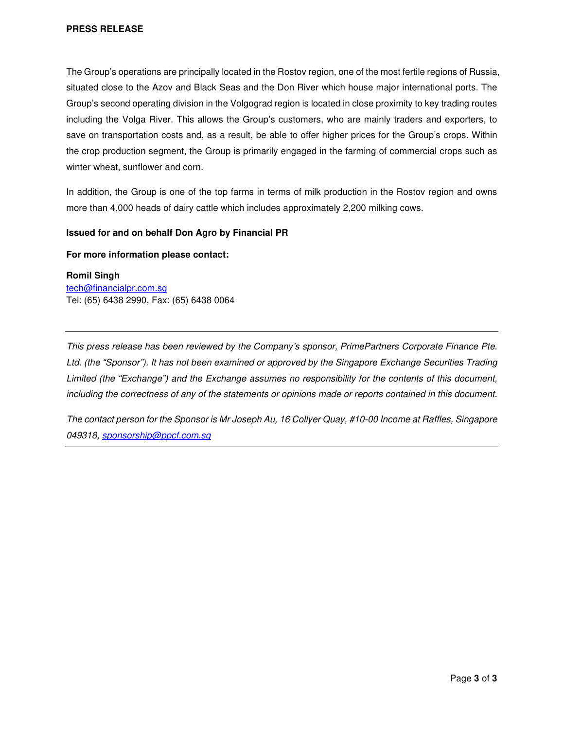The Group's operations are principally located in the Rostov region, one of the most fertile regions of Russia, situated close to the Azov and Black Seas and the Don River which house major international ports. The Group's second operating division in the Volgograd region is located in close proximity to key trading routes including the Volga River. This allows the Group's customers, who are mainly traders and exporters, to save on transportation costs and, as a result, be able to offer higher prices for the Group's crops. Within the crop production segment, the Group is primarily engaged in the farming of commercial crops such as winter wheat, sunflower and corn.

In addition, the Group is one of the top farms in terms of milk production in the Rostov region and owns more than 4,000 heads of dairy cattle which includes approximately 2,200 milking cows.

**Issued for and on behalf Don Agro by Financial PR**

**For more information please contact:**

**Romil Singh**
tech@financialpr.com.sg
Tel: (65) 6438 2990, Fax: (65) 6438 0064

---

*This press release has been reviewed by the Company's sponsor, PrimePartners Corporate Finance Pte. Ltd. (the "Sponsor"). It has not been examined or approved by the Singapore Exchange Securities Trading Limited (the "Exchange") and the Exchange assumes no responsibility for the contents of this document, including the correctness of any of the statements or opinions made or reports contained in this document.*

*The contact person for the Sponsor is Mr Joseph Au, 16 Collyer Quay, #10-00 Income at Raffles, Singapore 049318, sponsorship@ppcf.com.sg*

---